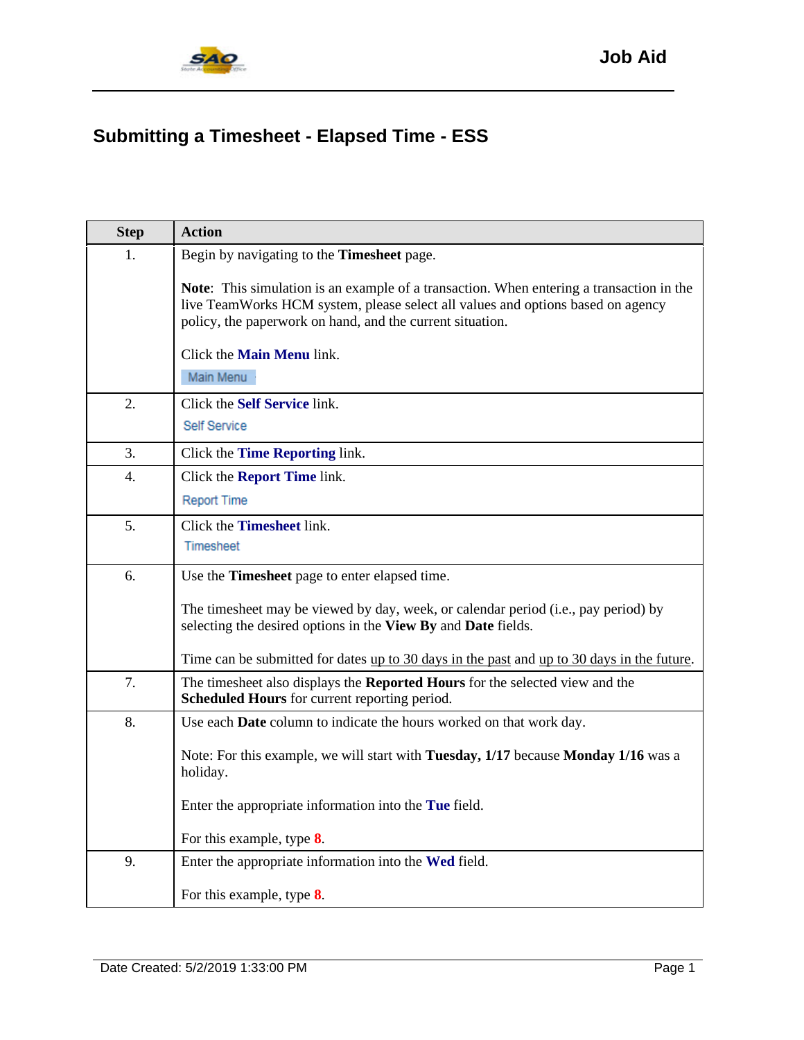# Submitting a Timesheet - Elapsed Time - ESS

| Step | Action |
|---|---|
| 1. | Begin by navigating to the **Timesheet** page.<br><br>**Note**: This simulation is an example of a transaction. When entering a transaction in the live TeamWorks HCM system, please select all values and options based on agency policy, the paperwork on hand, and the current situation.<br><br>Click the **Main Menu** link.<br>Main Menu |
| 2. | Click the **Self Service** link.<br>Self Service |
| 3. | Click the **Time Reporting** link. |
| 4. | Click the **Report Time** link.<br>Report Time |
| 5. | Click the **Timesheet** link.<br>Timesheet |
| 6. | Use the **Timesheet** page to enter elapsed time.<br><br>The timesheet may be viewed by day, week, or calendar period (i.e., pay period) by selecting the desired options in the **View By** and **Date** fields.<br><br>Time can be submitted for dates up to 30 days in the past and up to 30 days in the future. |
| 7. | The timesheet also displays the **Reported Hours** for the selected view and the **Scheduled Hours** for current reporting period. |
| 8. | Use each **Date** column to indicate the hours worked on that work day.<br><br>Note: For this example, we will start with **Tuesday, 1/17** because **Monday 1/16** was a holiday.<br><br>Enter the appropriate information into the **Tue** field.<br><br>For this example, type **8**. |
| 9. | Enter the appropriate information into the **Wed** field.<br><br>For this example, type **8**. |

Date Created: 5/2/2019 1:33:00 PM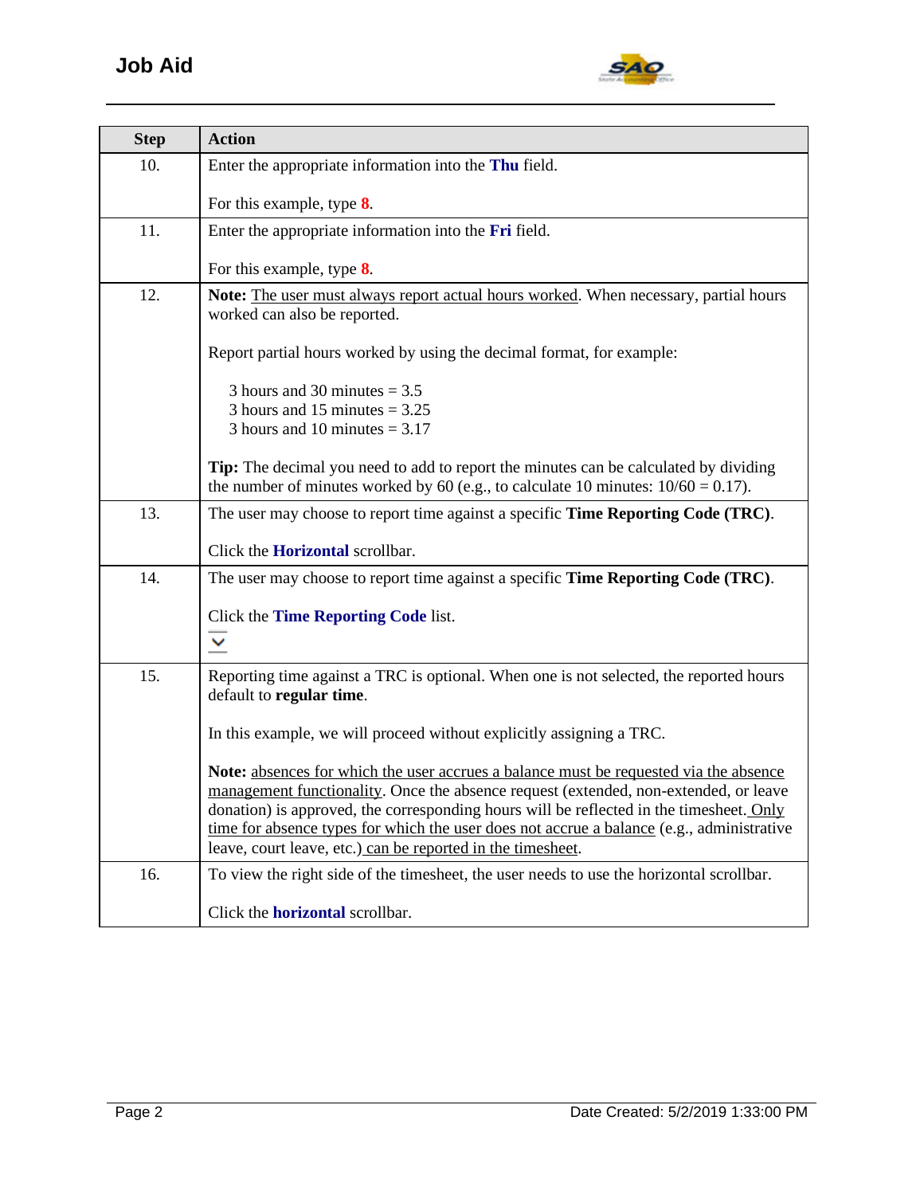| Step | Action |
| --- | --- |
| 10. | Enter the appropriate information into the **Thu** field.<br><br>For this example, type **8**. |
| 11. | Enter the appropriate information into the **Fri** field.<br><br>For this example, type **8**. |
| 12. | **Note:** The user must always report actual hours worked. When necessary, partial hours worked can also be reported.<br><br>Report partial hours worked by using the decimal format, for example:<br><br>3 hours and 30 minutes = 3.5<br>3 hours and 15 minutes = 3.25<br>3 hours and 10 minutes = 3.17<br><br>**Tip:** The decimal you need to add to report the minutes can be calculated by dividing the number of minutes worked by 60 (e.g., to calculate 10 minutes: 10/60 = 0.17). |
| 13. | The user may choose to report time against a specific **Time Reporting Code (TRC)**.<br><br>Click the **Horizontal** scrollbar. |
| 14. | The user may choose to report time against a specific **Time Reporting Code (TRC)**.<br><br>Click the **Time Reporting Code** list. |
| 15. | Reporting time against a TRC is optional. When one is not selected, the reported hours default to **regular time**.<br><br>In this example, we will proceed without explicitly assigning a TRC.<br><br>**Note:** absences for which the user accrues a balance must be requested via the absence management functionality. Once the absence request (extended, non-extended, or leave donation) is approved, the corresponding hours will be reflected in the timesheet. Only time for absence types for which the user does not accrue a balance (e.g., administrative leave, court leave, etc.) can be reported in the timesheet. |
| 16. | To view the right side of the timesheet, the user needs to use the horizontal scrollbar.<br><br>Click the **horizontal** scrollbar. |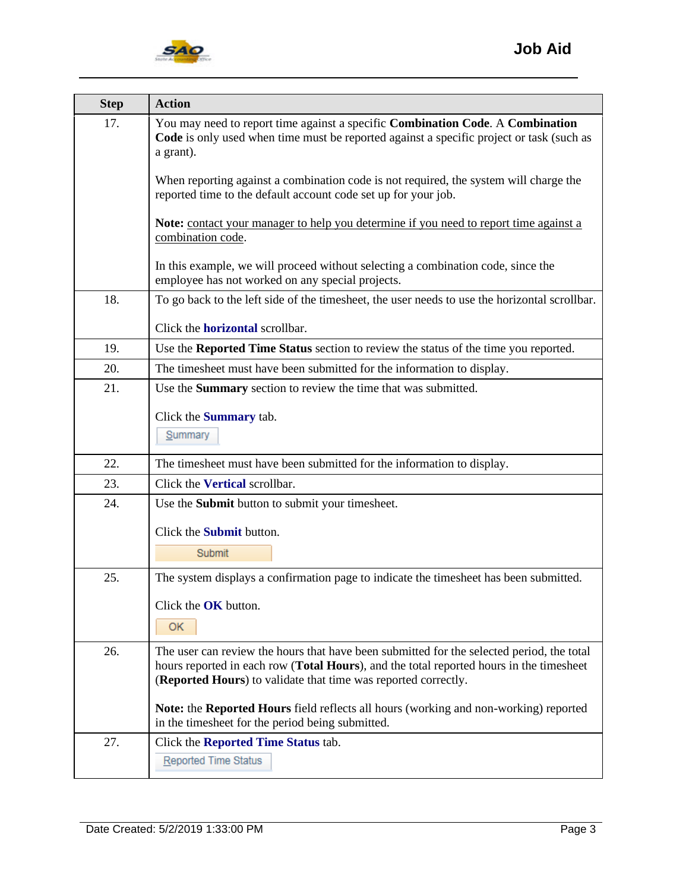| Step | Action |
|---|---|
| 17. | You may need to report time against a specific **Combination Code**. A **Combination Code** is only used when time must be reported against a specific project or task (such as a grant).<br><br>When reporting against a combination code is not required, the system will charge the reported time to the default account code set up for your job.<br><br>**Note:** contact your manager to help you determine if you need to report time against a combination code.<br><br>In this example, we will proceed without selecting a combination code, since the employee has not worked on any special projects. |
| 18. | To go back to the left side of the timesheet, the user needs to use the horizontal scrollbar.<br><br>Click the **horizontal** scrollbar. |
| 19. | Use the **Reported Time Status** section to review the status of the time you reported. |
| 20. | The timesheet must have been submitted for the information to display. |
| 21. | Use the **Summary** section to review the time that was submitted.<br><br>Click the **Summary** tab.<br>Summary |
| 22. | The timesheet must have been submitted for the information to display. |
| 23. | Click the **Vertical** scrollbar. |
| 24. | Use the **Submit** button to submit your timesheet.<br><br>Click the **Submit** button.<br>Submit |
| 25. | The system displays a confirmation page to indicate the timesheet has been submitted.<br><br>Click the **OK** button.<br>OK |
| 26. | The user can review the hours that have been submitted for the selected period, the total hours reported in each row (**Total Hours**), and the total reported hours in the timesheet (**Reported Hours**) to validate that time was reported correctly.<br><br>**Note:** the **Reported Hours** field reflects all hours (working and non-working) reported in the timesheet for the period being submitted. |
| 27. | Click the **Reported Time Status** tab.<br>Reported Time Status |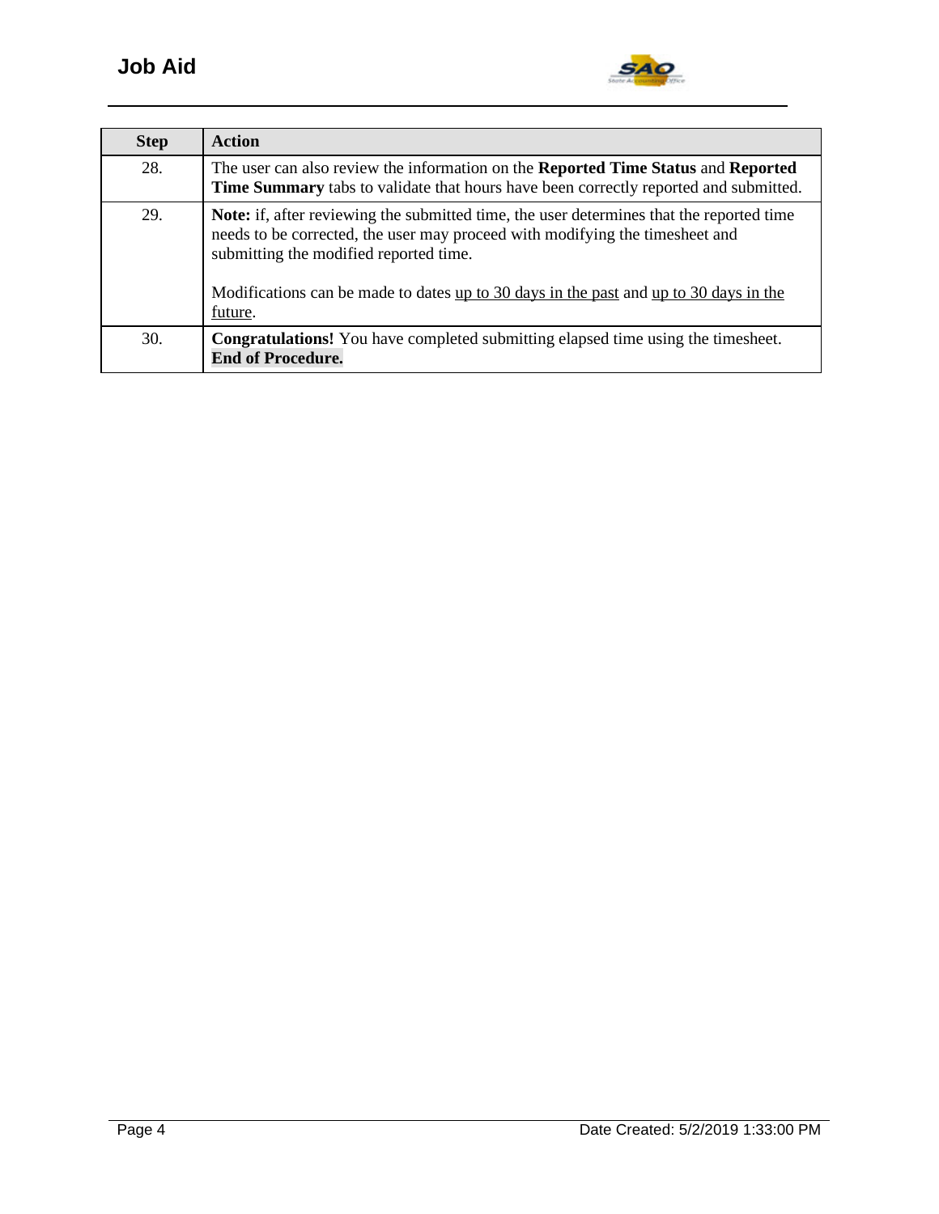| Step | Action |
|---|---|
| 28. | The user can also review the information on the **Reported Time Status** and **Reported Time Summary** tabs to validate that hours have been correctly reported and submitted. |
| 29. | **Note:** if, after reviewing the submitted time, the user determines that the reported time needs to be corrected, the user may proceed with modifying the timesheet and submitting the modified reported time.<br><br>Modifications can be made to dates up to 30 days in the past and up to 30 days in the future. |
| 30. | **Congratulations!** You have completed submitting elapsed time using the timesheet.<br>**End of Procedure.** |